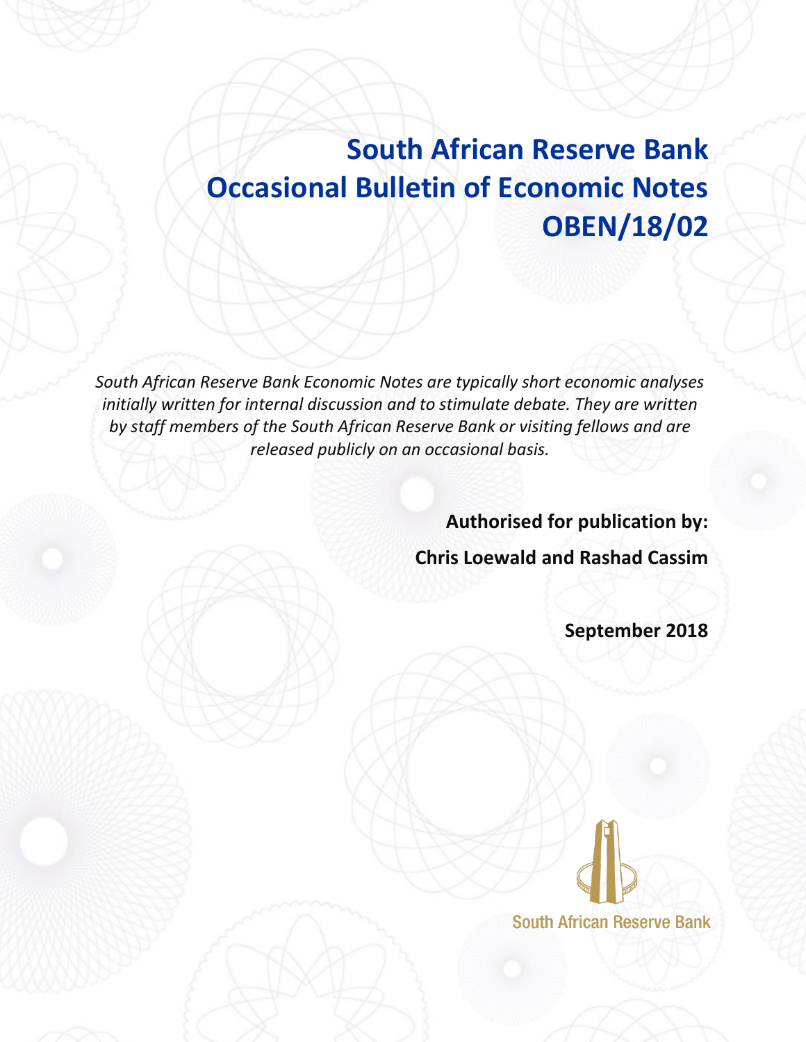# South African Reserve Bank Occasional Bulletin of Economic Notes OBEN/18/02

*South African Reserve Bank Economic Notes are typically short economic analyses initially written for internal discussion and to stimulate debate. They are written by staff members of the South African Reserve Bank or visiting fellows and are released publicly on an occasional basis.*

**Authorised for publication by:**

**Chris Loewald and Rashad Cassim**

**September 2018**

South African Reserve Bank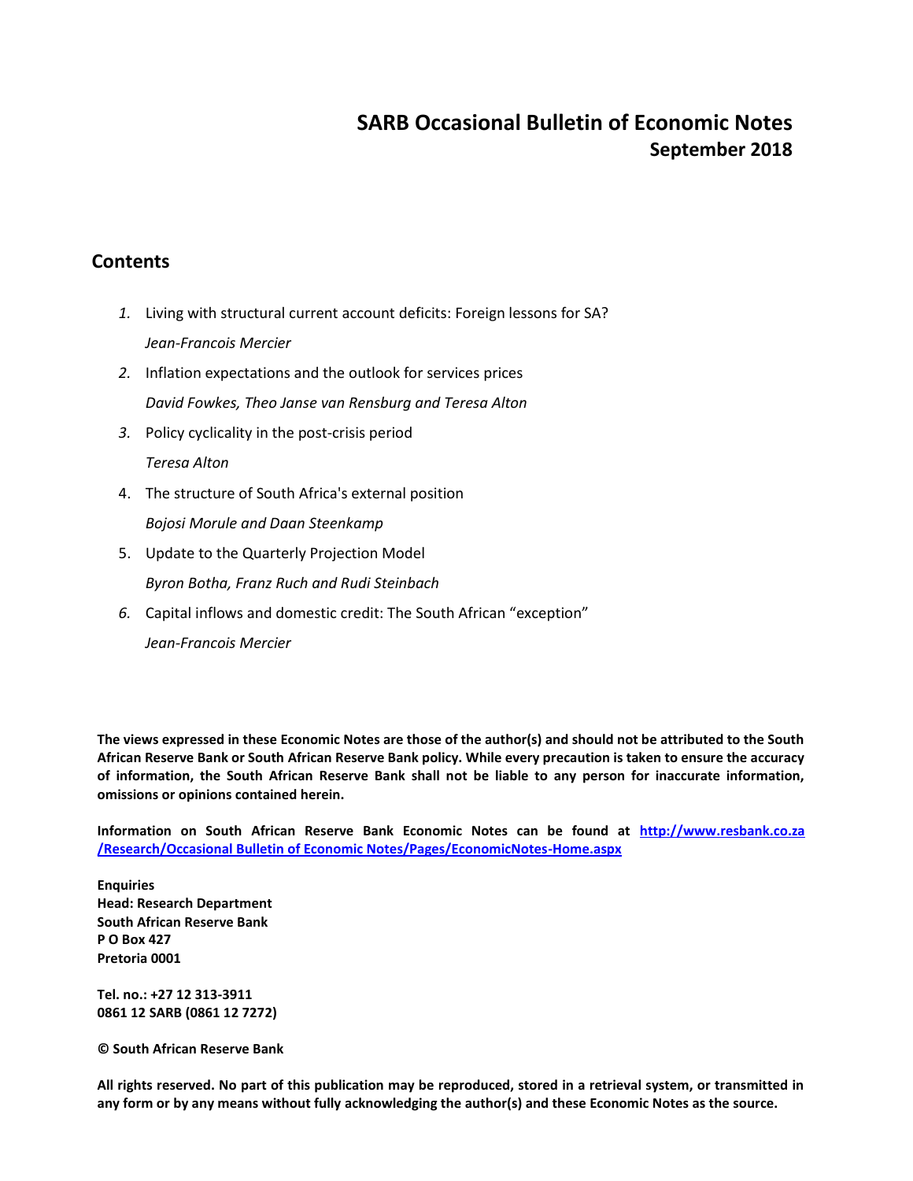# SARB Occasional Bulletin of Economic Notes

## September 2018

## Contents

1. Living with structural current account deficits: Foreign lessons for SA?

   *Jean-Francois Mercier*

2. Inflation expectations and the outlook for services prices

   *David Fowkes, Theo Janse van Rensburg and Teresa Alton*

3. Policy cyclicality in the post-crisis period

   *Teresa Alton*

4. The structure of South Africa's external position

   *Bojosi Morule and Daan Steenkamp*

5. Update to the Quarterly Projection Model

   *Byron Botha, Franz Ruch and Rudi Steinbach*

6. Capital inflows and domestic credit: The South African "exception"

   *Jean-Francois Mercier*

**The views expressed in these Economic Notes are those of the author(s) and should not be attributed to the South African Reserve Bank or South African Reserve Bank policy. While every precaution is taken to ensure the accuracy of information, the South African Reserve Bank shall not be liable to any person for inaccurate information, omissions or opinions contained herein.**

**Information on South African Reserve Bank Economic Notes can be found at http://www.resbank.co.za /Research/Occasional Bulletin of Economic Notes/Pages/EconomicNotes-Home.aspx**

**Enquiries**
**Head: Research Department**
**South African Reserve Bank**
**P O Box 427**
**Pretoria 0001**

**Tel. no.: +27 12 313-3911**
**0861 12 SARB (0861 12 7272)**

**© South African Reserve Bank**

**All rights reserved. No part of this publication may be reproduced, stored in a retrieval system, or transmitted in any form or by any means without fully acknowledging the author(s) and these Economic Notes as the source.**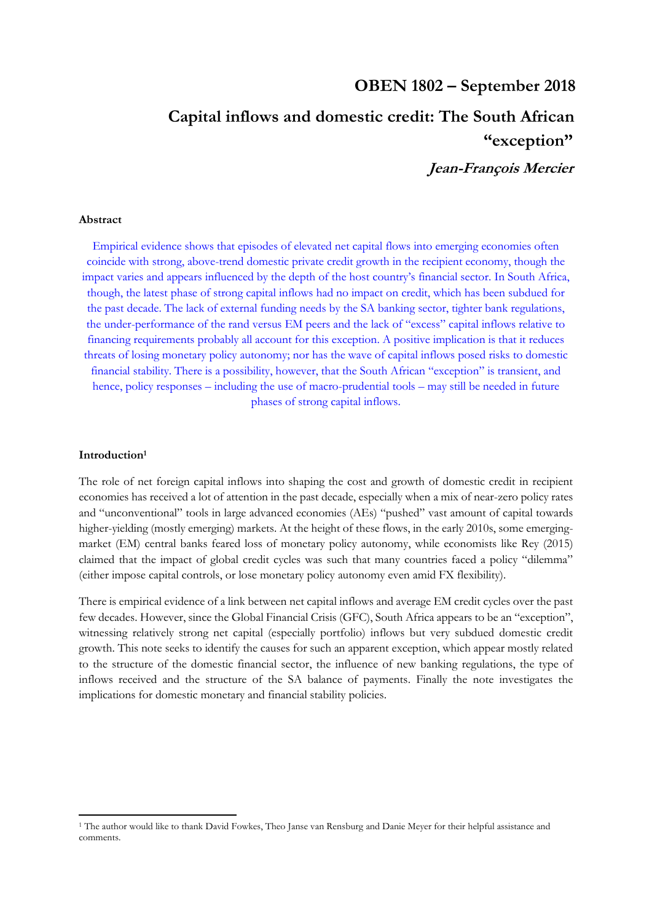**OBEN 1802 – September 2018**

# Capital inflows and domestic credit: The South African "exception"

***Jean-François Mercier***

**Abstract**

Empirical evidence shows that episodes of elevated net capital flows into emerging economies often coincide with strong, above-trend domestic private credit growth in the recipient economy, though the impact varies and appears influenced by the depth of the host country's financial sector. In South Africa, though, the latest phase of strong capital inflows had no impact on credit, which has been subdued for the past decade. The lack of external funding needs by the SA banking sector, tighter bank regulations, the under-performance of the rand versus EM peers and the lack of "excess" capital inflows relative to financing requirements probably all account for this exception. A positive implication is that it reduces threats of losing monetary policy autonomy; nor has the wave of capital inflows posed risks to domestic financial stability. There is a possibility, however, that the South African "exception" is transient, and hence, policy responses – including the use of macro-prudential tools – may still be needed in future phases of strong capital inflows.

**Introduction[1]**

The role of net foreign capital inflows into shaping the cost and growth of domestic credit in recipient economies has received a lot of attention in the past decade, especially when a mix of near-zero policy rates and "unconventional" tools in large advanced economies (AEs) "pushed" vast amount of capital towards higher-yielding (mostly emerging) markets. At the height of these flows, in the early 2010s, some emerging-market (EM) central banks feared loss of monetary policy autonomy, while economists like Rey (2015) claimed that the impact of global credit cycles was such that many countries faced a policy "dilemma" (either impose capital controls, or lose monetary policy autonomy even amid FX flexibility).

There is empirical evidence of a link between net capital inflows and average EM credit cycles over the past few decades. However, since the Global Financial Crisis (GFC), South Africa appears to be an "exception", witnessing relatively strong net capital (especially portfolio) inflows but very subdued domestic credit growth. This note seeks to identify the causes for such an apparent exception, which appear mostly related to the structure of the domestic financial sector, the influence of new banking regulations, the type of inflows received and the structure of the SA balance of payments. Finally the note investigates the implications for domestic monetary and financial stability policies.

[1] The author would like to thank David Fowkes, Theo Janse van Rensburg and Danie Meyer for their helpful assistance and comments.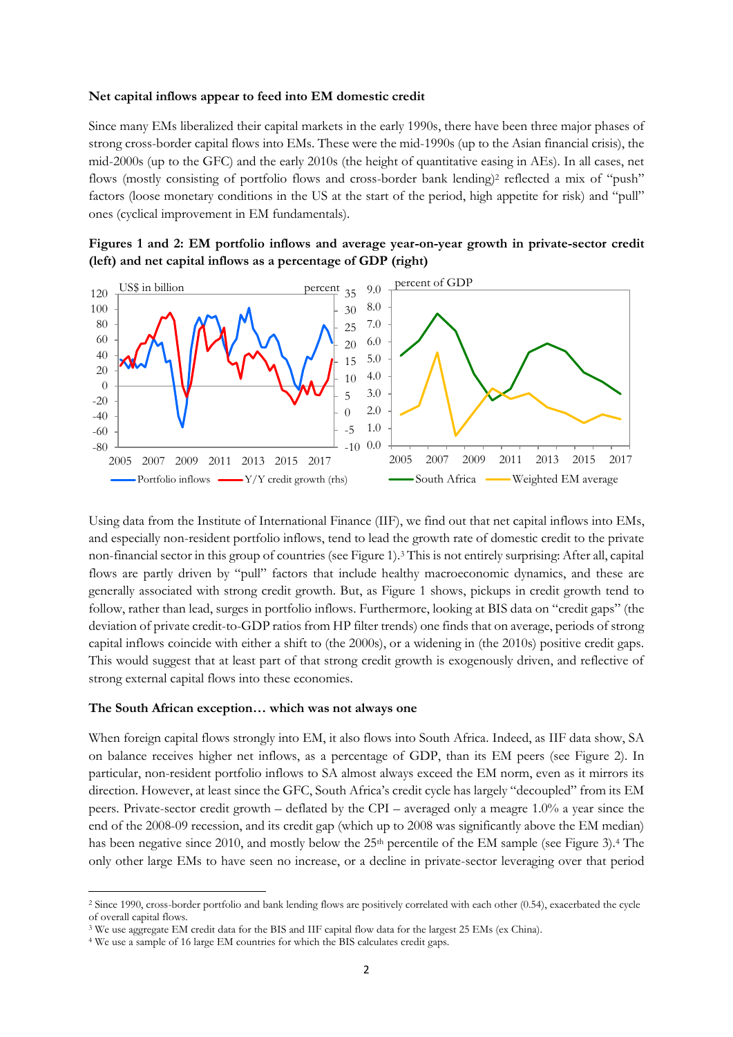**Net capital inflows appear to feed into EM domestic credit**

Since many EMs liberalized their capital markets in the early 1990s, there have been three major phases of strong cross-border capital flows into EMs. These were the mid-1990s (up to the Asian financial crisis), the mid-2000s (up to the GFC) and the early 2010s (the height of quantitative easing in AEs). In all cases, net flows (mostly consisting of portfolio flows and cross-border bank lending)[2] reflected a mix of "push" factors (loose monetary conditions in the US at the start of the period, high appetite for risk) and "pull" ones (cyclical improvement in EM fundamentals).

**Figures 1 and 2: EM portfolio inflows and average year-on-year growth in private-sector credit (left) and net capital inflows as a percentage of GDP (right)**

Using data from the Institute of International Finance (IIF), we find out that net capital inflows into EMs, and especially non-resident portfolio inflows, tend to lead the growth rate of domestic credit to the private non-financial sector in this group of countries (see Figure 1).[3] This is not entirely surprising: After all, capital flows are partly driven by "pull" factors that include healthy macroeconomic dynamics, and these are generally associated with strong credit growth. But, as Figure 1 shows, pickups in credit growth tend to follow, rather than lead, surges in portfolio inflows. Furthermore, looking at BIS data on "credit gaps" (the deviation of private credit-to-GDP ratios from HP filter trends) one finds that on average, periods of strong capital inflows coincide with either a shift to (the 2000s), or a widening in (the 2010s) positive credit gaps. This would suggest that at least part of that strong credit growth is exogenously driven, and reflective of strong external capital flows into these economies.

**The South African exception… which was not always one**

When foreign capital flows strongly into EM, it also flows into South Africa. Indeed, as IIF data show, SA on balance receives higher net inflows, as a percentage of GDP, than its EM peers (see Figure 2). In particular, non-resident portfolio inflows to SA almost always exceed the EM norm, even as it mirrors its direction. However, at least since the GFC, South Africa's credit cycle has largely "decoupled" from its EM peers. Private-sector credit growth – deflated by the CPI – averaged only a meagre 1.0% a year since the end of the 2008-09 recession, and its credit gap (which up to 2008 was significantly above the EM median) has been negative since 2010, and mostly below the 25th percentile of the EM sample (see Figure 3).[4] The only other large EMs to have seen no increase, or a decline in private-sector leveraging over that period

---

[2] Since 1990, cross-border portfolio and bank lending flows are positively correlated with each other (0.54), exacerbated the cycle of overall capital flows.

[3] We use aggregate EM credit data for the BIS and IIF capital flow data for the largest 25 EMs (ex China).

[4] We use a sample of 16 large EM countries for which the BIS calculates credit gaps.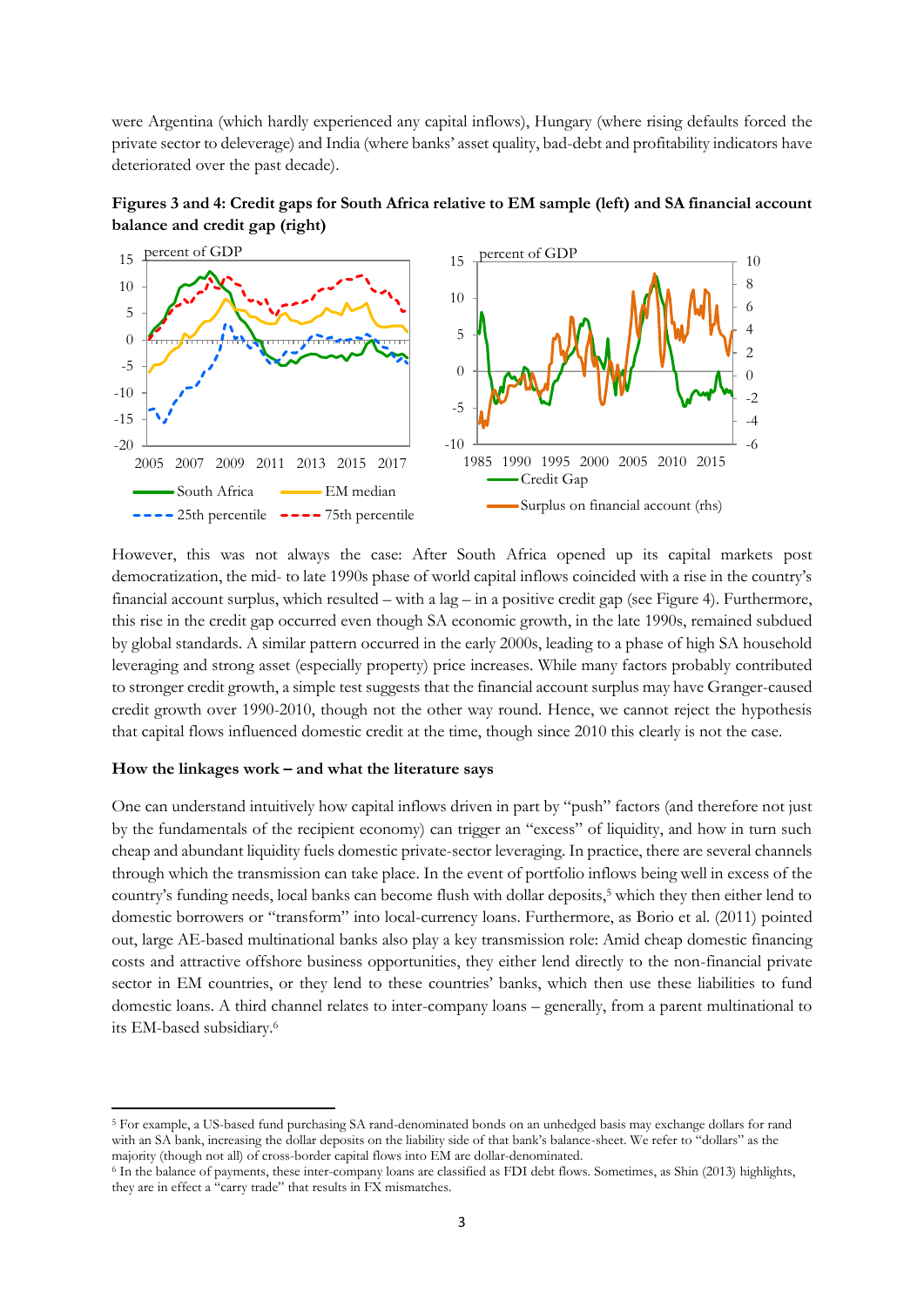were Argentina (which hardly experienced any capital inflows), Hungary (where rising defaults forced the private sector to deleverage) and India (where banks' asset quality, bad-debt and profitability indicators have deteriorated over the past decade).

**Figures 3 and 4: Credit gaps for South Africa relative to EM sample (left) and SA financial account balance and credit gap (right)**

However, this was not always the case: After South Africa opened up its capital markets post democratization, the mid- to late 1990s phase of world capital inflows coincided with a rise in the country's financial account surplus, which resulted – with a lag – in a positive credit gap (see Figure 4). Furthermore, this rise in the credit gap occurred even though SA economic growth, in the late 1990s, remained subdued by global standards. A similar pattern occurred in the early 2000s, leading to a phase of high SA household leveraging and strong asset (especially property) price increases. While many factors probably contributed to stronger credit growth, a simple test suggests that the financial account surplus may have Granger-caused credit growth over 1990-2010, though not the other way round. Hence, we cannot reject the hypothesis that capital flows influenced domestic credit at the time, though since 2010 this clearly is not the case.

### How the linkages work – and what the literature says

One can understand intuitively how capital inflows driven in part by "push" factors (and therefore not just by the fundamentals of the recipient economy) can trigger an "excess" of liquidity, and how in turn such cheap and abundant liquidity fuels domestic private-sector leveraging. In practice, there are several channels through which the transmission can take place. In the event of portfolio inflows being well in excess of the country's funding needs, local banks can become flush with dollar deposits,[5] which they then either lend to domestic borrowers or "transform" into local-currency loans. Furthermore, as Borio et al. (2011) pointed out, large AE-based multinational banks also play a key transmission role: Amid cheap domestic financing costs and attractive offshore business opportunities, they either lend directly to the non-financial private sector in EM countries, or they lend to these countries' banks, which then use these liabilities to fund domestic loans. A third channel relates to inter-company loans – generally, from a parent multinational to its EM-based subsidiary.[6]

[5] For example, a US-based fund purchasing SA rand-denominated bonds on an unhedged basis may exchange dollars for rand with an SA bank, increasing the dollar deposits on the liability side of that bank's balance-sheet. We refer to "dollars" as the majority (though not all) of cross-border capital flows into EM are dollar-denominated.

[6] In the balance of payments, these inter-company loans are classified as FDI debt flows. Sometimes, as Shin (2013) highlights, they are in effect a "carry trade" that results in FX mismatches.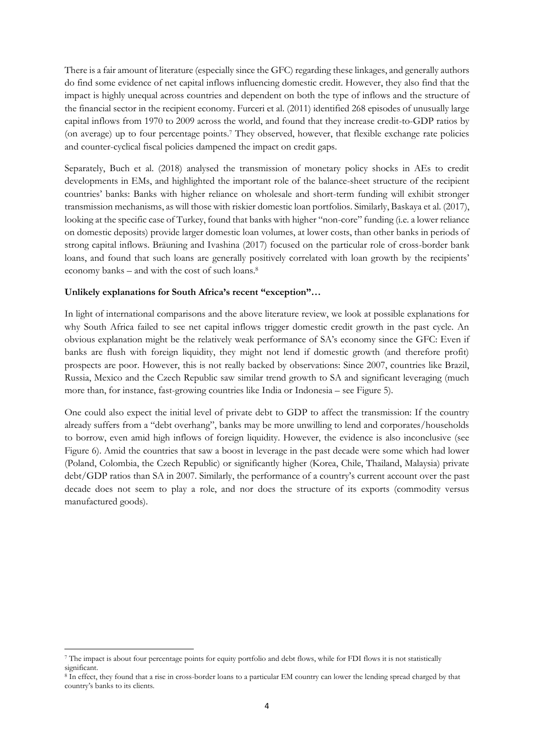There is a fair amount of literature (especially since the GFC) regarding these linkages, and generally authors do find some evidence of net capital inflows influencing domestic credit. However, they also find that the impact is highly unequal across countries and dependent on both the type of inflows and the structure of the financial sector in the recipient economy. Furceri et al. (2011) identified 268 episodes of unusually large capital inflows from 1970 to 2009 across the world, and found that they increase credit-to-GDP ratios by (on average) up to four percentage points.[7] They observed, however, that flexible exchange rate policies and counter-cyclical fiscal policies dampened the impact on credit gaps.

Separately, Buch et al. (2018) analysed the transmission of monetary policy shocks in AEs to credit developments in EMs, and highlighted the important role of the balance-sheet structure of the recipient countries' banks: Banks with higher reliance on wholesale and short-term funding will exhibit stronger transmission mechanisms, as will those with riskier domestic loan portfolios. Similarly, Baskaya et al. (2017), looking at the specific case of Turkey, found that banks with higher "non-core" funding (i.e. a lower reliance on domestic deposits) provide larger domestic loan volumes, at lower costs, than other banks in periods of strong capital inflows. Bräuning and Ivashina (2017) focused on the particular role of cross-border bank loans, and found that such loans are generally positively correlated with loan growth by the recipients' economy banks – and with the cost of such loans.[8]

**Unlikely explanations for South Africa's recent "exception"…**

In light of international comparisons and the above literature review, we look at possible explanations for why South Africa failed to see net capital inflows trigger domestic credit growth in the past cycle. An obvious explanation might be the relatively weak performance of SA's economy since the GFC: Even if banks are flush with foreign liquidity, they might not lend if domestic growth (and therefore profit) prospects are poor. However, this is not really backed by observations: Since 2007, countries like Brazil, Russia, Mexico and the Czech Republic saw similar trend growth to SA and significant leveraging (much more than, for instance, fast-growing countries like India or Indonesia – see Figure 5).

One could also expect the initial level of private debt to GDP to affect the transmission: If the country already suffers from a "debt overhang", banks may be more unwilling to lend and corporates/households to borrow, even amid high inflows of foreign liquidity. However, the evidence is also inconclusive (see Figure 6). Amid the countries that saw a boost in leverage in the past decade were some which had lower (Poland, Colombia, the Czech Republic) or significantly higher (Korea, Chile, Thailand, Malaysia) private debt/GDP ratios than SA in 2007. Similarly, the performance of a country's current account over the past decade does not seem to play a role, and nor does the structure of its exports (commodity versus manufactured goods).

[7] The impact is about four percentage points for equity portfolio and debt flows, while for FDI flows it is not statistically significant.

[8] In effect, they found that a rise in cross-border loans to a particular EM country can lower the lending spread charged by that country's banks to its clients.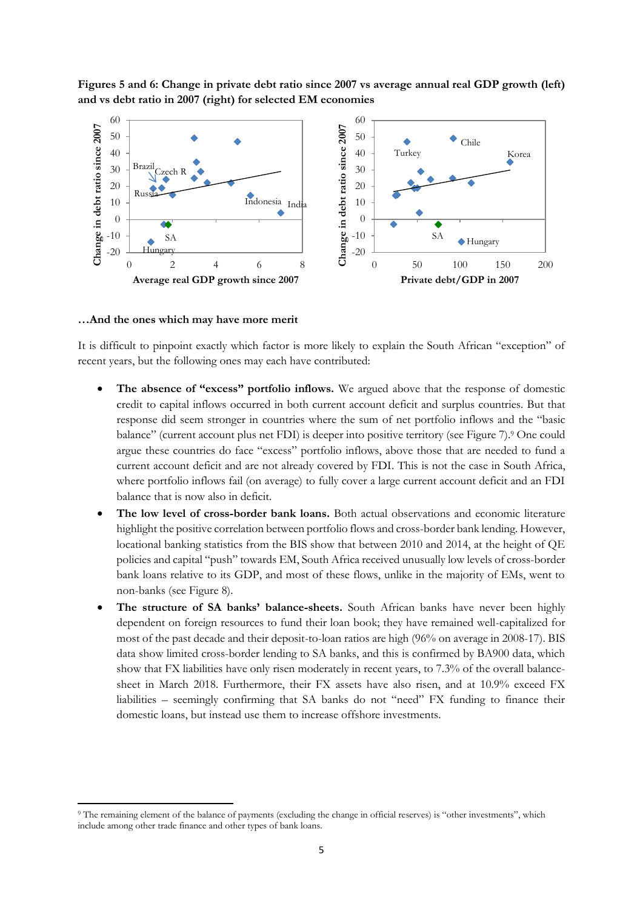**Figures 5 and 6: Change in private debt ratio since 2007 vs average annual real GDP growth (left) and vs debt ratio in 2007 (right) for selected EM economies**

### …And the ones which may have more merit

It is difficult to pinpoint exactly which factor is more likely to explain the South African "exception" of recent years, but the following ones may each have contributed:

- **The absence of "excess" portfolio inflows.** We argued above that the response of domestic credit to capital inflows occurred in both current account deficit and surplus countries. But that response did seem stronger in countries where the sum of net portfolio inflows and the "basic balance" (current account plus net FDI) is deeper into positive territory (see Figure 7).[9] One could argue these countries do face "excess" portfolio inflows, above those that are needed to fund a current account deficit and are not already covered by FDI. This is not the case in South Africa, where portfolio inflows fail (on average) to fully cover a large current account deficit and an FDI balance that is now also in deficit.
- **The low level of cross-border bank loans.** Both actual observations and economic literature highlight the positive correlation between portfolio flows and cross-border bank lending. However, locational banking statistics from the BIS show that between 2010 and 2014, at the height of QE policies and capital "push" towards EM, South Africa received unusually low levels of cross-border bank loans relative to its GDP, and most of these flows, unlike in the majority of EMs, went to non-banks (see Figure 8).
- **The structure of SA banks' balance-sheets.** South African banks have never been highly dependent on foreign resources to fund their loan book; they have remained well-capitalized for most of the past decade and their deposit-to-loan ratios are high (96% on average in 2008-17). BIS data show limited cross-border lending to SA banks, and this is confirmed by BA900 data, which show that FX liabilities have only risen moderately in recent years, to 7.3% of the overall balance-sheet in March 2018. Furthermore, their FX assets have also risen, and at 10.9% exceed FX liabilities – seemingly confirming that SA banks do not "need" FX funding to finance their domestic loans, but instead use them to increase offshore investments.

[9] The remaining element of the balance of payments (excluding the change in official reserves) is "other investments", which include among other trade finance and other types of bank loans.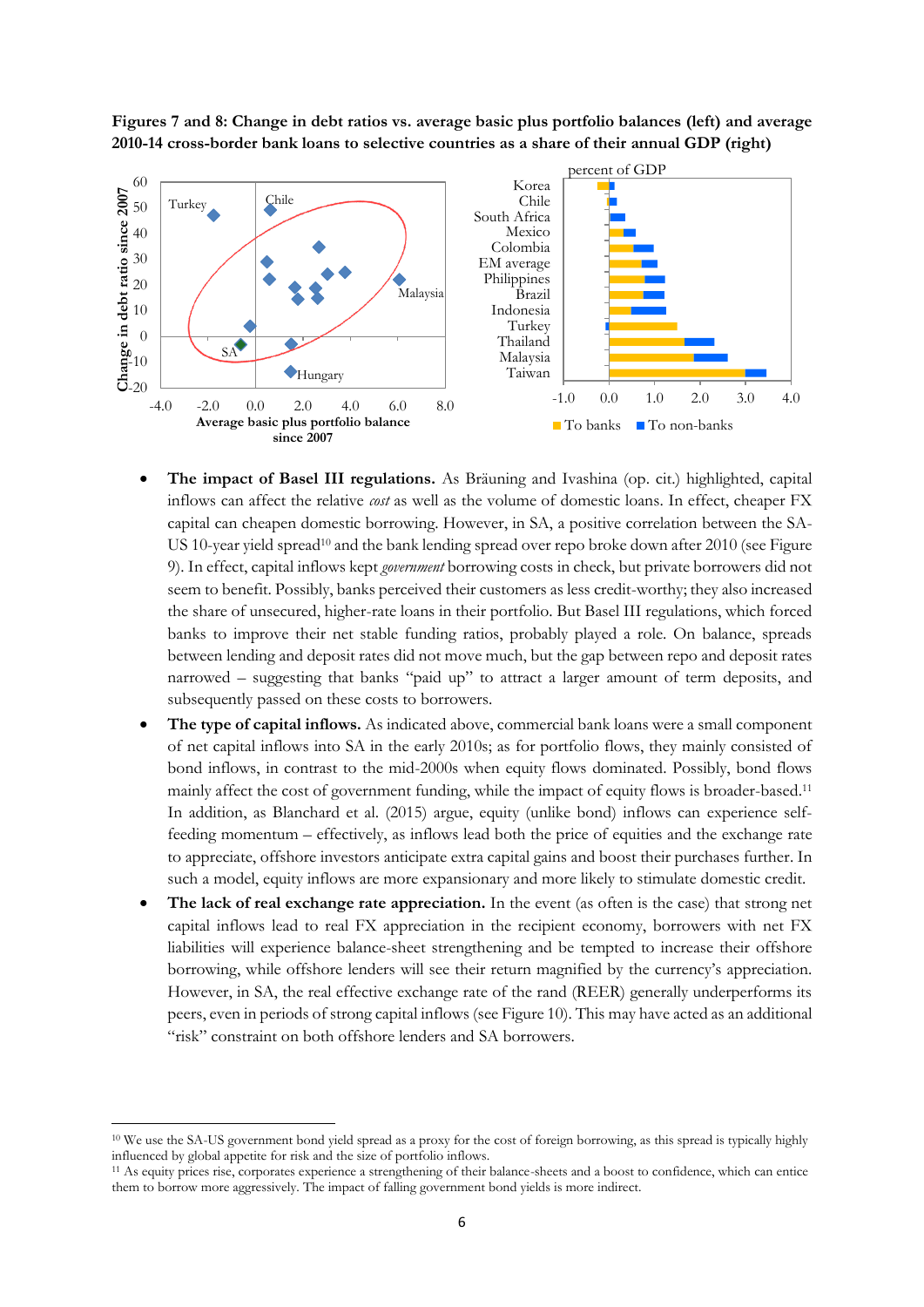**Figures 7 and 8: Change in debt ratios vs. average basic plus portfolio balances (left) and average 2010-14 cross-border bank loans to selective countries as a share of their annual GDP (right)**

- **The impact of Basel III regulations.** As Bräuning and Ivashina (op. cit.) highlighted, capital inflows can affect the relative *cost* as well as the volume of domestic loans. In effect, cheaper FX capital can cheapen domestic borrowing. However, in SA, a positive correlation between the SA-US 10-year yield spread[10] and the bank lending spread over repo broke down after 2010 (see Figure 9). In effect, capital inflows kept *government* borrowing costs in check, but private borrowers did not seem to benefit. Possibly, banks perceived their customers as less credit-worthy; they also increased the share of unsecured, higher-rate loans in their portfolio. But Basel III regulations, which forced banks to improve their net stable funding ratios, probably played a role. On balance, spreads between lending and deposit rates did not move much, but the gap between repo and deposit rates narrowed – suggesting that banks "paid up" to attract a larger amount of term deposits, and subsequently passed on these costs to borrowers.
- **The type of capital inflows.** As indicated above, commercial bank loans were a small component of net capital inflows into SA in the early 2010s; as for portfolio flows, they mainly consisted of bond inflows, in contrast to the mid-2000s when equity flows dominated. Possibly, bond flows mainly affect the cost of government funding, while the impact of equity flows is broader-based.[11] In addition, as Blanchard et al. (2015) argue, equity (unlike bond) inflows can experience self-feeding momentum – effectively, as inflows lead both the price of equities and the exchange rate to appreciate, offshore investors anticipate extra capital gains and boost their purchases further. In such a model, equity inflows are more expansionary and more likely to stimulate domestic credit.
- **The lack of real exchange rate appreciation.** In the event (as often is the case) that strong net capital inflows lead to real FX appreciation in the recipient economy, borrowers with net FX liabilities will experience balance-sheet strengthening and be tempted to increase their offshore borrowing, while offshore lenders will see their return magnified by the currency's appreciation. However, in SA, the real effective exchange rate of the rand (REER) generally underperforms its peers, even in periods of strong capital inflows (see Figure 10). This may have acted as an additional "risk" constraint on both offshore lenders and SA borrowers.

---

[10] We use the SA-US government bond yield spread as a proxy for the cost of foreign borrowing, as this spread is typically highly influenced by global appetite for risk and the size of portfolio inflows.

[11] As equity prices rise, corporates experience a strengthening of their balance-sheets and a boost to confidence, which can entice them to borrow more aggressively. The impact of falling government bond yields is more indirect.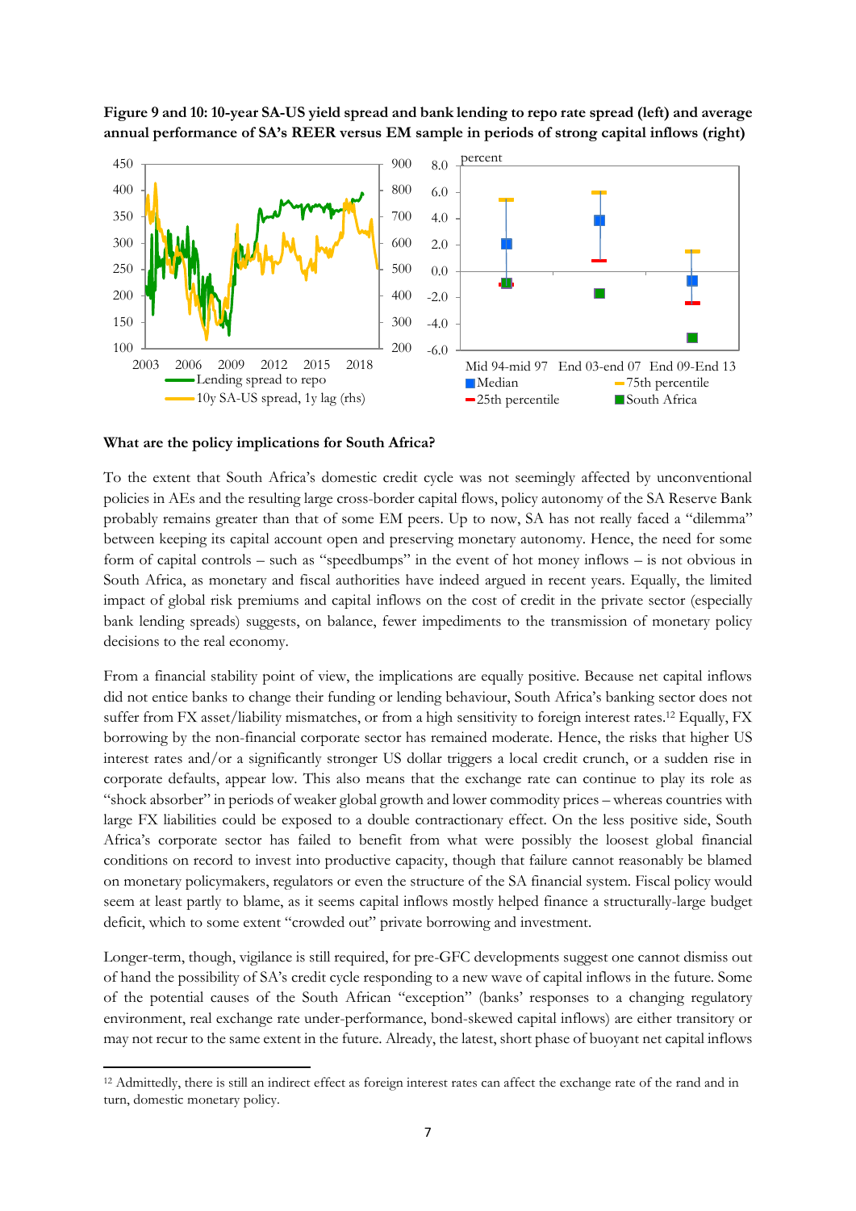**Figure 9 and 10: 10-year SA-US yield spread and bank lending to repo rate spread (left) and average annual performance of SA's REER versus EM sample in periods of strong capital inflows (right)**

### What are the policy implications for South Africa?

To the extent that South Africa's domestic credit cycle was not seemingly affected by unconventional policies in AEs and the resulting large cross-border capital flows, policy autonomy of the SA Reserve Bank probably remains greater than that of some EM peers. Up to now, SA has not really faced a "dilemma" between keeping its capital account open and preserving monetary autonomy. Hence, the need for some form of capital controls – such as "speedbumps" in the event of hot money inflows – is not obvious in South Africa, as monetary and fiscal authorities have indeed argued in recent years. Equally, the limited impact of global risk premiums and capital inflows on the cost of credit in the private sector (especially bank lending spreads) suggests, on balance, fewer impediments to the transmission of monetary policy decisions to the real economy.

From a financial stability point of view, the implications are equally positive. Because net capital inflows did not entice banks to change their funding or lending behaviour, South Africa's banking sector does not suffer from FX asset/liability mismatches, or from a high sensitivity to foreign interest rates.[12] Equally, FX borrowing by the non-financial corporate sector has remained moderate. Hence, the risks that higher US interest rates and/or a significantly stronger US dollar triggers a local credit crunch, or a sudden rise in corporate defaults, appear low. This also means that the exchange rate can continue to play its role as "shock absorber" in periods of weaker global growth and lower commodity prices – whereas countries with large FX liabilities could be exposed to a double contractionary effect. On the less positive side, South Africa's corporate sector has failed to benefit from what were possibly the loosest global financial conditions on record to invest into productive capacity, though that failure cannot reasonably be blamed on monetary policymakers, regulators or even the structure of the SA financial system. Fiscal policy would seem at least partly to blame, as it seems capital inflows mostly helped finance a structurally-large budget deficit, which to some extent "crowded out" private borrowing and investment.

Longer-term, though, vigilance is still required, for pre-GFC developments suggest one cannot dismiss out of hand the possibility of SA's credit cycle responding to a new wave of capital inflows in the future. Some of the potential causes of the South African "exception" (banks' responses to a changing regulatory environment, real exchange rate under-performance, bond-skewed capital inflows) are either transitory or may not recur to the same extent in the future. Already, the latest, short phase of buoyant net capital inflows

---

[12] Admittedly, there is still an indirect effect as foreign interest rates can affect the exchange rate of the rand and in turn, domestic monetary policy.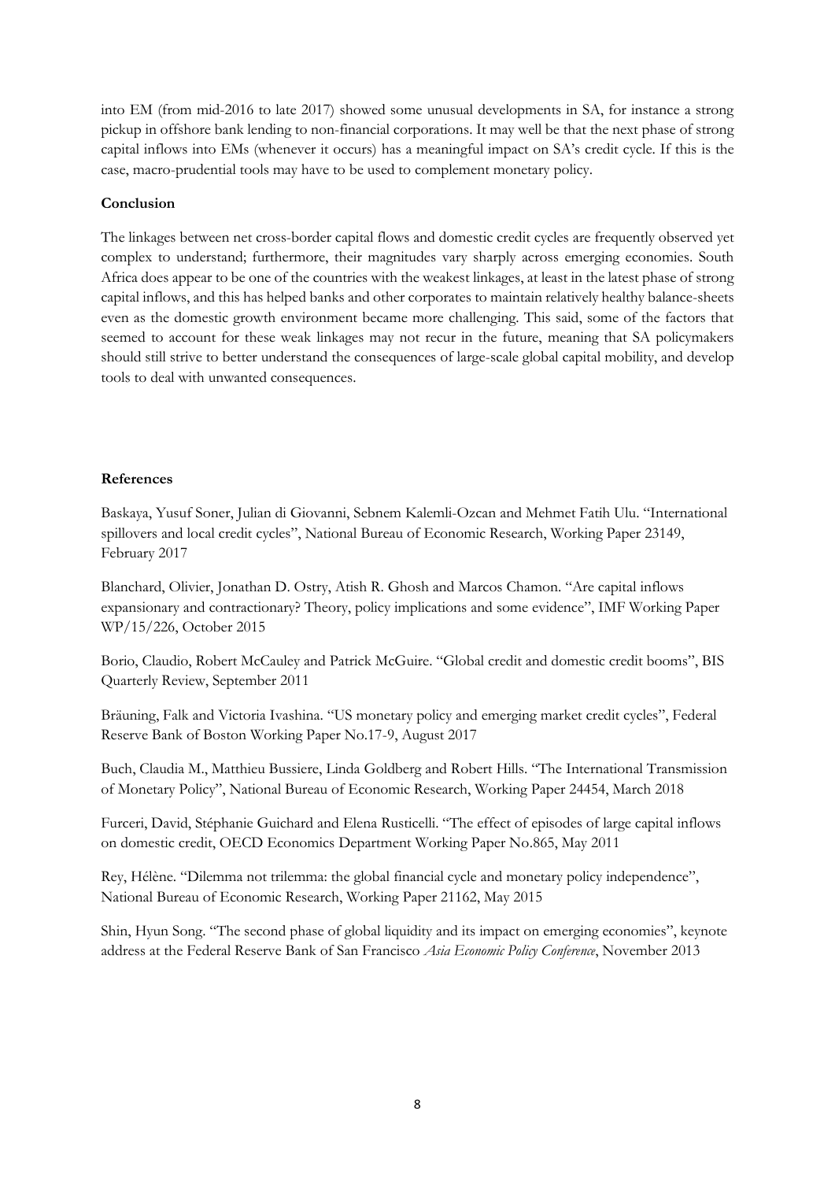into EM (from mid-2016 to late 2017) showed some unusual developments in SA, for instance a strong pickup in offshore bank lending to non-financial corporations. It may well be that the next phase of strong capital inflows into EMs (whenever it occurs) has a meaningful impact on SA's credit cycle. If this is the case, macro-prudential tools may have to be used to complement monetary policy.

**Conclusion**

The linkages between net cross-border capital flows and domestic credit cycles are frequently observed yet complex to understand; furthermore, their magnitudes vary sharply across emerging economies. South Africa does appear to be one of the countries with the weakest linkages, at least in the latest phase of strong capital inflows, and this has helped banks and other corporates to maintain relatively healthy balance-sheets even as the domestic growth environment became more challenging. This said, some of the factors that seemed to account for these weak linkages may not recur in the future, meaning that SA policymakers should still strive to better understand the consequences of large-scale global capital mobility, and develop tools to deal with unwanted consequences.

**References**

Baskaya, Yusuf Soner, Julian di Giovanni, Sebnem Kalemli-Ozcan and Mehmet Fatih Ulu. "International spillovers and local credit cycles", National Bureau of Economic Research, Working Paper 23149, February 2017

Blanchard, Olivier, Jonathan D. Ostry, Atish R. Ghosh and Marcos Chamon. "Are capital inflows expansionary and contractionary? Theory, policy implications and some evidence", IMF Working Paper WP/15/226, October 2015

Borio, Claudio, Robert McCauley and Patrick McGuire. "Global credit and domestic credit booms", BIS Quarterly Review, September 2011

Bräuning, Falk and Victoria Ivashina. "US monetary policy and emerging market credit cycles", Federal Reserve Bank of Boston Working Paper No.17-9, August 2017

Buch, Claudia M., Matthieu Bussiere, Linda Goldberg and Robert Hills. "The International Transmission of Monetary Policy", National Bureau of Economic Research, Working Paper 24454, March 2018

Furceri, David, Stéphanie Guichard and Elena Rusticelli. "The effect of episodes of large capital inflows on domestic credit, OECD Economics Department Working Paper No.865, May 2011

Rey, Hélène. "Dilemma not trilemma: the global financial cycle and monetary policy independence", National Bureau of Economic Research, Working Paper 21162, May 2015

Shin, Hyun Song. "The second phase of global liquidity and its impact on emerging economies", keynote address at the Federal Reserve Bank of San Francisco *Asia Economic Policy Conference*, November 2013